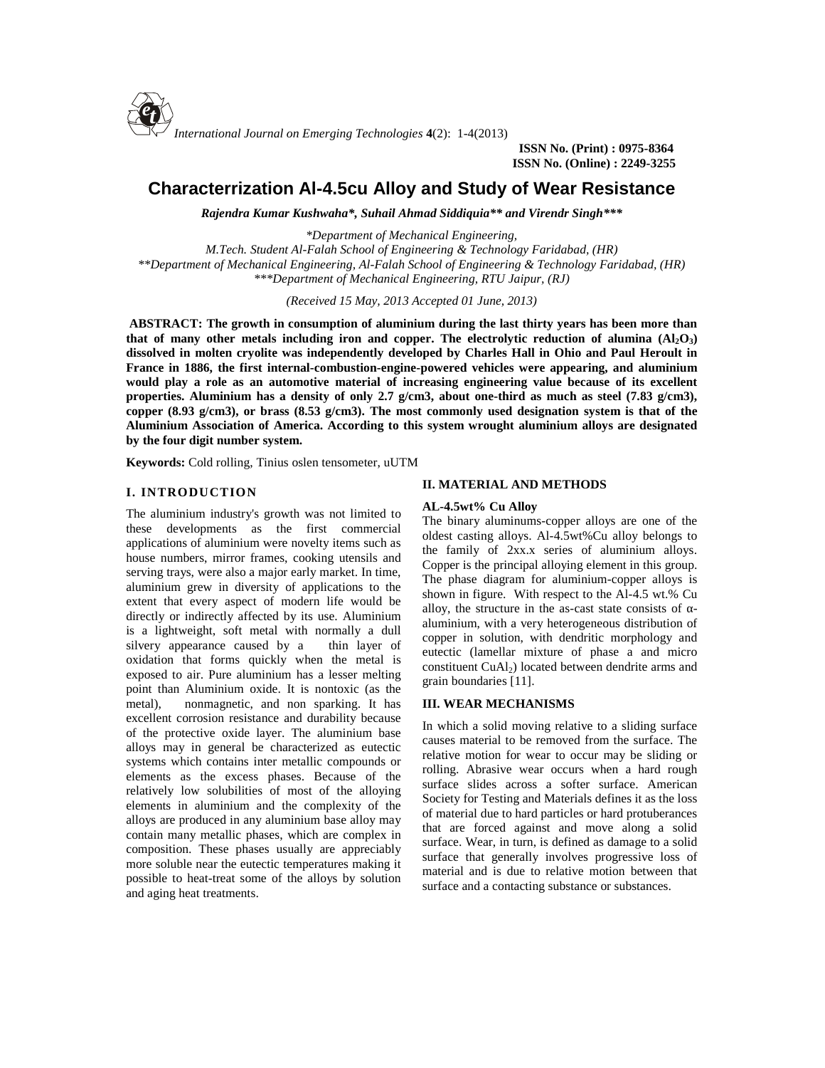*International Journal on Emerging Technologies* **4**(2): 1-4(2013)

**ISSN No. (Print) : 0975-8364**
**ISSN No. (Online) : 2249-3255**

# Characterrization Al-4.5cu Alloy and Study of Wear Resistance

***Rajendra Kumar Kushwaha\*, Suhail Ahmad Siddiquia\*\* and Virendr Singh\*\*\****

*\*Department of Mechanical Engineering,*
*M.Tech. Student Al-Falah School of Engineering & Technology Faridabad, (HR)*
*\*\*Department of Mechanical Engineering, Al-Falah School of Engineering & Technology Faridabad, (HR)*
*\*\*\*Department of Mechanical Engineering, RTU Jaipur, (RJ)*

*(Received 15 May, 2013 Accepted 01 June, 2013)*

**ABSTRACT: The growth in consumption of aluminium during the last thirty years has been more than that of many other metals including iron and copper. The electrolytic reduction of alumina ($Al_2O_3$) dissolved in molten cryolite was independently developed by Charles Hall in Ohio and Paul Heroult in France in 1886, the first internal-combustion-engine-powered vehicles were appearing, and aluminium would play a role as an automotive material of increasing engineering value because of its excellent properties. Aluminium has a density of only 2.7 g/cm3, about one-third as much as steel (7.83 g/cm3), copper (8.93 g/cm3), or brass (8.53 g/cm3). The most commonly used designation system is that of the Aluminium Association of America. According to this system wrought aluminium alloys are designated by the four digit number system.**

**Keywords:** Cold rolling, Tinius oslen tensometer, uUTM

## I. INTRODUCTION

The aluminium industry's growth was not limited to these developments as the first commercial applications of aluminium were novelty items such as house numbers, mirror frames, cooking utensils and serving trays, were also a major early market. In time, aluminium grew in diversity of applications to the extent that every aspect of modern life would be directly or indirectly affected by its use. Aluminium is a lightweight, soft metal with normally a dull silvery appearance caused by a thin layer of oxidation that forms quickly when the metal is exposed to air. Pure aluminium has a lesser melting point than Aluminium oxide. It is nontoxic (as the metal), nonmagnetic, and non sparking. It has excellent corrosion resistance and durability because of the protective oxide layer. The aluminium base alloys may in general be characterized as eutectic systems which contains inter metallic compounds or elements as the excess phases. Because of the relatively low solubilities of most of the alloying elements in aluminium and the complexity of the alloys are produced in any aluminium base alloy may contain many metallic phases, which are complex in composition. These phases usually are appreciably more soluble near the eutectic temperatures making it possible to heat-treat some of the alloys by solution and aging heat treatments.

## II. MATERIAL AND METHODS

**AL-4.5wt% Cu Alloy**

The binary aluminums-copper alloys are one of the oldest casting alloys. Al-4.5wt%Cu alloy belongs to the family of 2xx.x series of aluminium alloys. Copper is the principal alloying element in this group. The phase diagram for aluminium-copper alloys is shown in figure. With respect to the Al-4.5 wt.% Cu alloy, the structure in the as-cast state consists of α-aluminium, with a very heterogeneous distribution of copper in solution, with dendritic morphology and eutectic (lamellar mixture of phase a and micro constituent $CuAl_2$) located between dendrite arms and grain boundaries [11].

## III. WEAR MECHANISMS

In which a solid moving relative to a sliding surface causes material to be removed from the surface. The relative motion for wear to occur may be sliding or rolling. Abrasive wear occurs when a hard rough surface slides across a softer surface. American Society for Testing and Materials defines it as the loss of material due to hard particles or hard protuberances that are forced against and move along a solid surface. Wear, in turn, is defined as damage to a solid surface that generally involves progressive loss of material and is due to relative motion between that surface and a contacting substance or substances.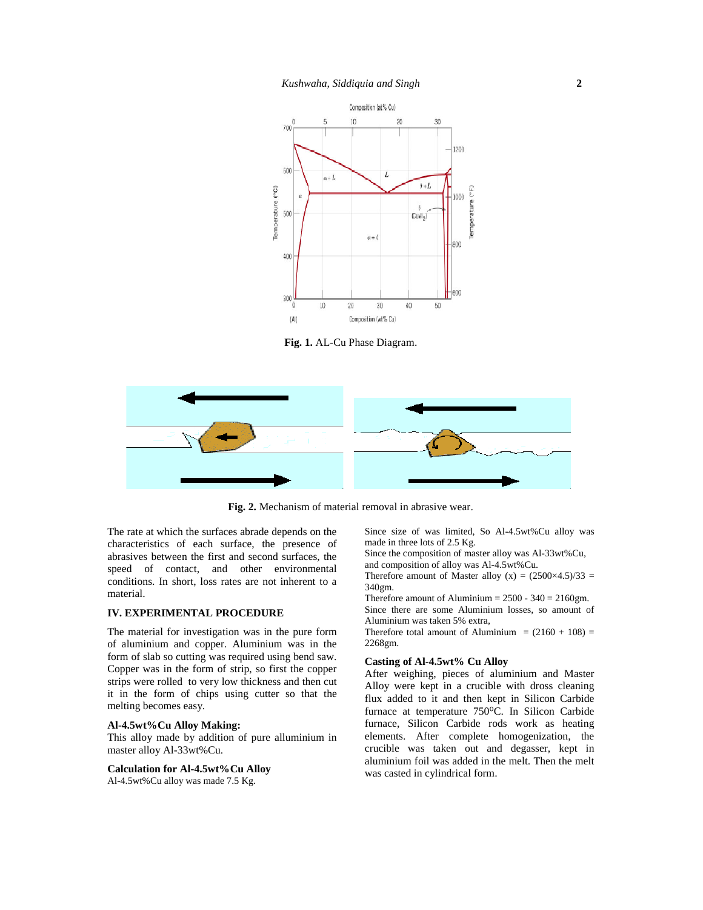**Fig. 1.** AL-Cu Phase Diagram.

**Fig. 2.** Mechanism of material removal in abrasive wear.

The rate at which the surfaces abrade depends on the characteristics of each surface, the presence of abrasives between the first and second surfaces, the speed of contact, and other environmental conditions. In short, loss rates are not inherent to a material.

## IV. EXPERIMENTAL PROCEDURE

The material for investigation was in the pure form of aluminium and copper. Aluminium was in the form of slab so cutting was required using bend saw. Copper was in the form of strip, so first the copper strips were rolled to very low thickness and then cut it in the form of chips using cutter so that the melting becomes easy.

### Al-4.5wt%Cu Alloy Making:

This alloy made by addition of pure alluminium in master alloy Al-33wt%Cu.

### Calculation for Al-4.5wt%Cu Alloy

Al-4.5wt%Cu alloy was made 7.5 Kg.

Since size of was limited, So Al-4.5wt%Cu alloy was made in three lots of 2.5 Kg.

Since the composition of master alloy was Al-33wt%Cu, and composition of alloy was Al-4.5wt%Cu.

Therefore amount of Master alloy (x) = $(2500\times4.5)/33$ = 340gm.

Therefore amount of Aluminium = 2500 - 340 = 2160gm.

Since there are some Aluminium losses, so amount of Aluminium was taken 5% extra,

Therefore total amount of Aluminium = (2160 + 108) = 2268gm.

### Casting of Al-4.5wt% Cu Alloy

After weighing, pieces of aluminium and Master Alloy were kept in a crucible with dross cleaning flux added to it and then kept in Silicon Carbide furnace at temperature 750°C. In Silicon Carbide furnace, Silicon Carbide rods work as heating elements. After complete homogenization, the crucible was taken out and degasser, kept in aluminium foil was added in the melt. Then the melt was casted in cylindrical form.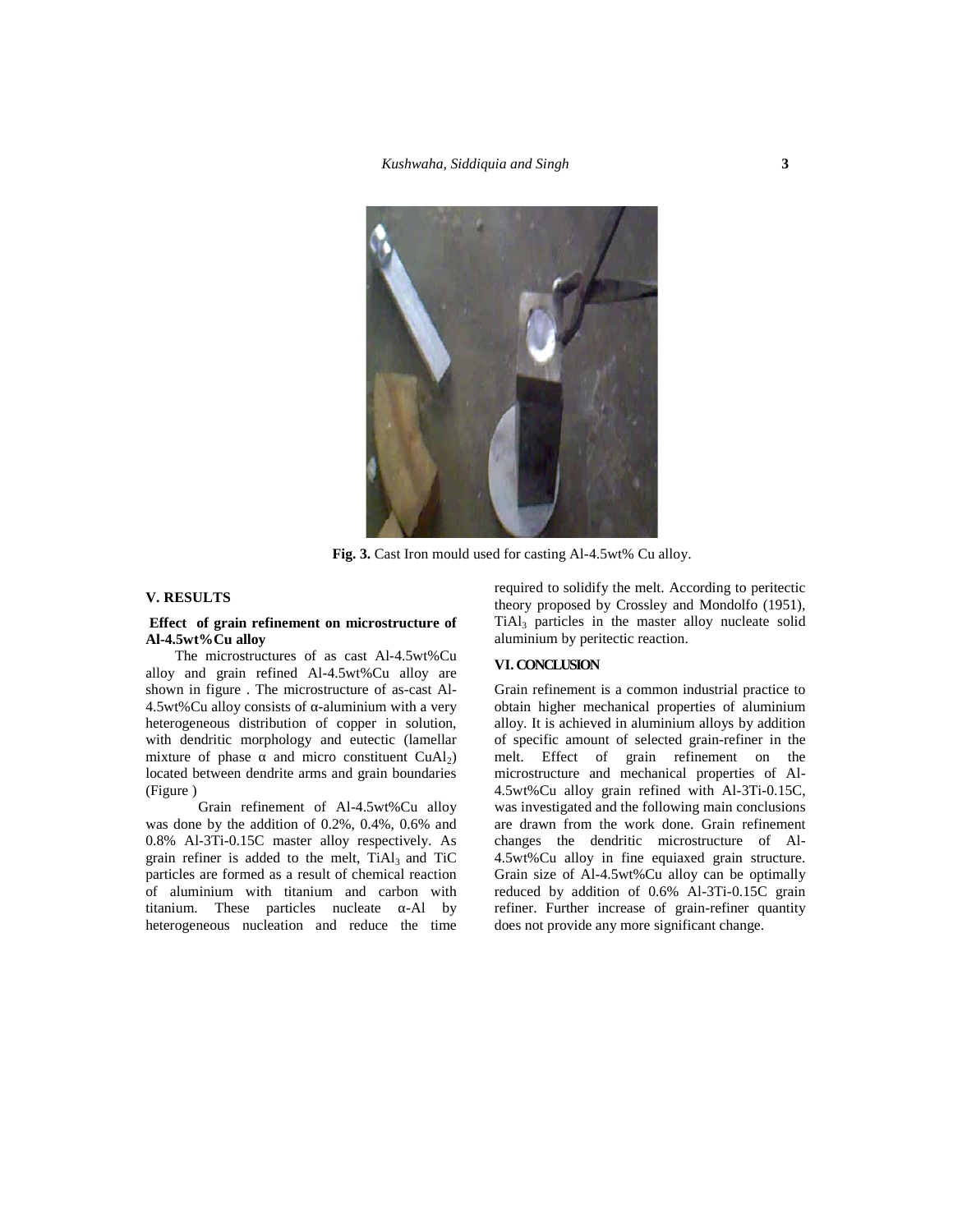Fig. 3. Cast Iron mould used for casting Al-4.5wt% Cu alloy.

## V. RESULTS

### Effect of grain refinement on microstructure of Al-4.5wt%Cu alloy

The microstructures of as cast Al-4.5wt%Cu alloy and grain refined Al-4.5wt%Cu alloy are shown in figure . The microstructure of as-cast Al-4.5wt%Cu alloy consists of α-aluminium with a very heterogeneous distribution of copper in solution, with dendritic morphology and eutectic (lamellar mixture of phase α and micro constituent $CuAl_2$) located between dendrite arms and grain boundaries (Figure )

Grain refinement of Al-4.5wt%Cu alloy was done by the addition of 0.2%, 0.4%, 0.6% and 0.8% Al-3Ti-0.15C master alloy respectively. As grain refiner is added to the melt, $TiAl_3$ and TiC particles are formed as a result of chemical reaction of aluminium with titanium and carbon with titanium. These particles nucleate α-Al by heterogeneous nucleation and reduce the time required to solidify the melt. According to peritectic theory proposed by Crossley and Mondolfo (1951), $TiAl_3$ particles in the master alloy nucleate solid aluminium by peritectic reaction.

## VI. CONCLUSION

Grain refinement is a common industrial practice to obtain higher mechanical properties of aluminium alloy. It is achieved in aluminium alloys by addition of specific amount of selected grain-refiner in the melt. Effect of grain refinement on the microstructure and mechanical properties of Al-4.5wt%Cu alloy grain refined with Al-3Ti-0.15C, was investigated and the following main conclusions are drawn from the work done. Grain refinement changes the dendritic microstructure of Al-4.5wt%Cu alloy in fine equiaxed grain structure. Grain size of Al-4.5wt%Cu alloy can be optimally reduced by addition of 0.6% Al-3Ti-0.15C grain refiner. Further increase of grain-refiner quantity does not provide any more significant change.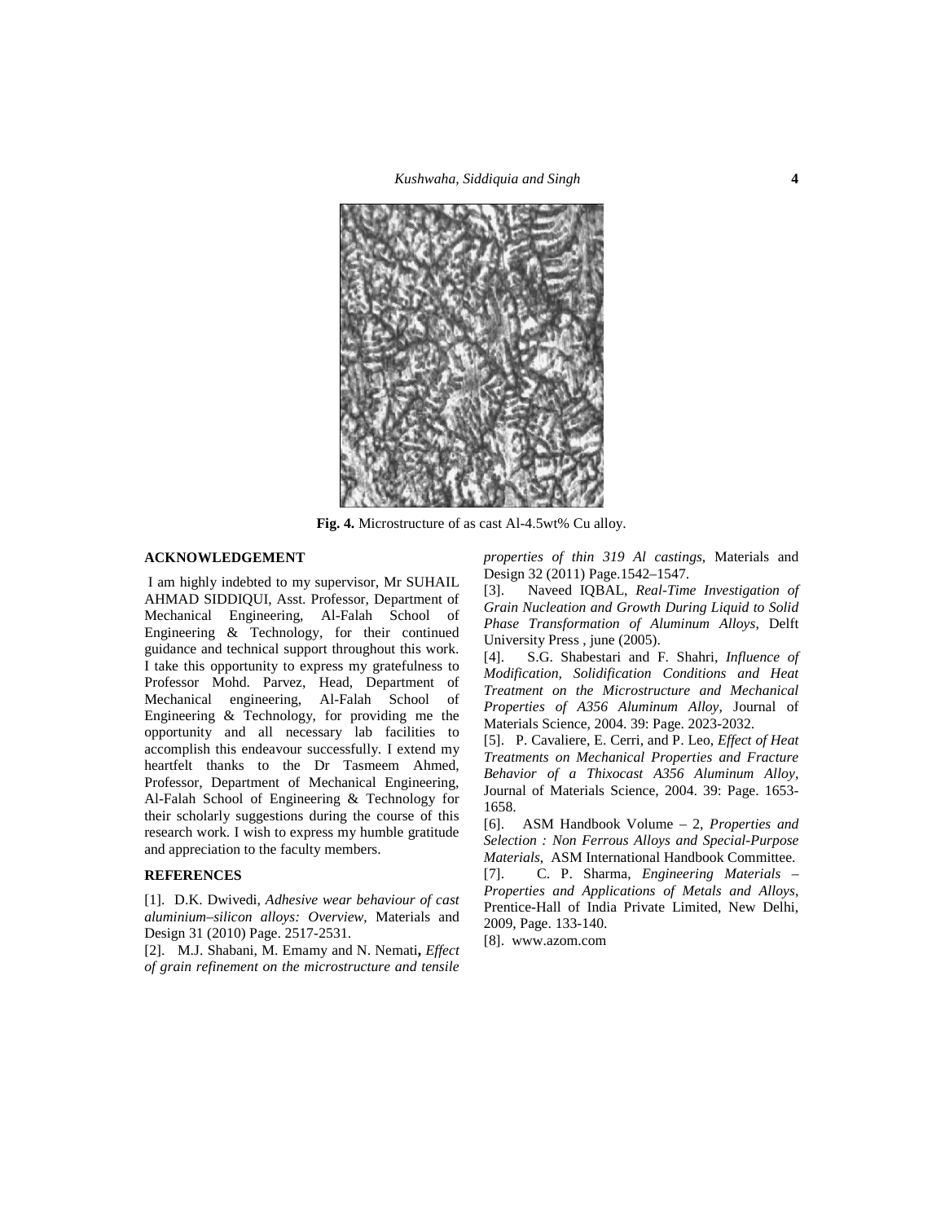**Fig. 4.** Microstructure of as cast Al-4.5wt% Cu alloy.

## ACKNOWLEDGEMENT

I am highly indebted to my supervisor, Mr SUHAIL AHMAD SIDDIQUI, Asst. Professor, Department of Mechanical Engineering, Al-Falah School of Engineering & Technology, for their continued guidance and technical support throughout this work. I take this opportunity to express my gratefulness to Professor Mohd. Parvez, Head, Department of Mechanical engineering, Al-Falah School of Engineering & Technology, for providing me the opportunity and all necessary lab facilities to accomplish this endeavour successfully. I extend my heartfelt thanks to the Dr Tasmeem Ahmed, Professor, Department of Mechanical Engineering, Al-Falah School of Engineering & Technology for their scholarly suggestions during the course of this research work. I wish to express my humble gratitude and appreciation to the faculty members.

## REFERENCES

[1]. D.K. Dwivedi, *Adhesive wear behaviour of cast aluminium–silicon alloys: Overview*, Materials and Design 31 (2010) Page. 2517-2531.

[2]. M.J. Shabani, M. Emamy and N. Nemati, *Effect of grain refinement on the microstructure and tensile properties of thin 319 Al castings*, Materials and Design 32 (2011) Page.1542–1547.

[3]. Naveed IQBAL, *Real-Time Investigation of Grain Nucleation and Growth During Liquid to Solid Phase Transformation of Aluminum Alloys*, Delft University Press , june (2005).

[4]. S.G. Shabestari and F. Shahri, *Influence of Modification, Solidification Conditions and Heat Treatment on the Microstructure and Mechanical Properties of A356 Aluminum Alloy*, Journal of Materials Science, 2004. 39: Page. 2023-2032.

[5]. P. Cavaliere, E. Cerri, and P. Leo, *Effect of Heat Treatments on Mechanical Properties and Fracture Behavior of a Thixocast A356 Aluminum Alloy*, Journal of Materials Science, 2004. 39: Page. 1653-1658.

[6]. ASM Handbook Volume – 2, *Properties and Selection : Non Ferrous Alloys and Special-Purpose Materials*, ASM International Handbook Committee.

[7]. C. P. Sharma, *Engineering Materials – Properties and Applications of Metals and Alloys*, Prentice-Hall of India Private Limited, New Delhi, 2009, Page. 133-140.

[8]. www.azom.com